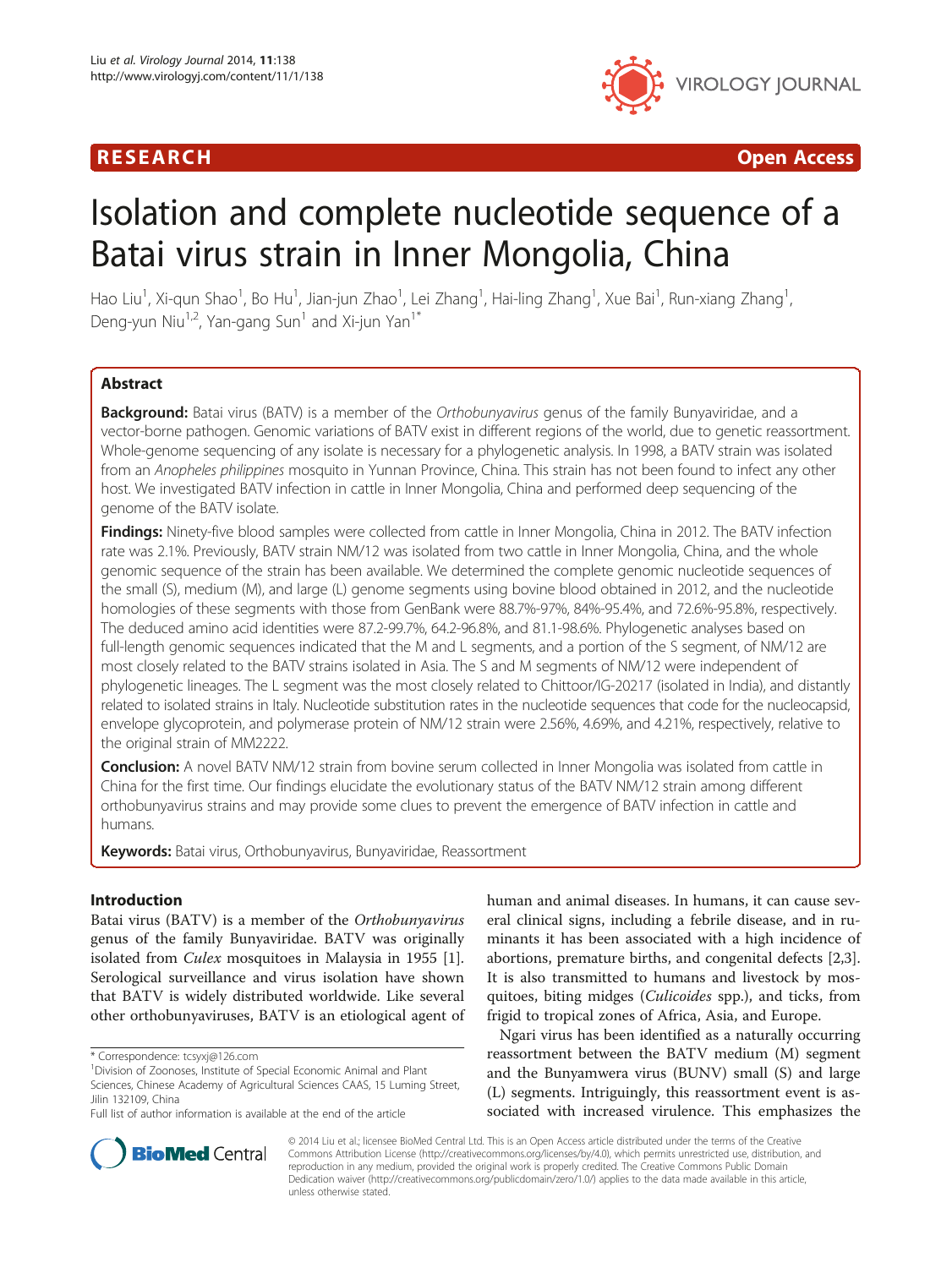**RESEARCH** **Open Access**

# Isolation and complete nucleotide sequence of a Batai virus strain in Inner Mongolia, China

Hao Liu[1], Xi-qun Shao[1], Bo Hu[1], Jian-jun Zhao[1], Lei Zhang[1], Hai-ling Zhang[1], Xue Bai[1], Run-xiang Zhang[1], Deng-yun Niu[1,2], Yan-gang Sun[1] and Xi-jun Yan[1*]

## Abstract

**Background:** Batai virus (BATV) is a member of the *Orthobunyavirus* genus of the family Bunyaviridae, and a vector-borne pathogen. Genomic variations of BATV exist in different regions of the world, due to genetic reassortment. Whole-genome sequencing of any isolate is necessary for a phylogenetic analysis. In 1998, a BATV strain was isolated from an *Anopheles philippines* mosquito in Yunnan Province, China. This strain has not been found to infect any other host. We investigated BATV infection in cattle in Inner Mongolia, China and performed deep sequencing of the genome of the BATV isolate.

**Findings:** Ninety-five blood samples were collected from cattle in Inner Mongolia, China in 2012. The BATV infection rate was 2.1%. Previously, BATV strain NM/12 was isolated from two cattle in Inner Mongolia, China, and the whole genomic sequence of the strain has been available. We determined the complete genomic nucleotide sequences of the small (S), medium (M), and large (L) genome segments using bovine blood obtained in 2012, and the nucleotide homologies of these segments with those from GenBank were 88.7%-97%, 84%-95.4%, and 72.6%-95.8%, respectively. The deduced amino acid identities were 87.2-99.7%, 64.2-96.8%, and 81.1-98.6%. Phylogenetic analyses based on full-length genomic sequences indicated that the M and L segments, and a portion of the S segment, of NM/12 are most closely related to the BATV strains isolated in Asia. The S and M segments of NM/12 were independent of phylogenetic lineages. The L segment was the most closely related to Chittoor/IG-20217 (isolated in India), and distantly related to isolated strains in Italy. Nucleotide substitution rates in the nucleotide sequences that code for the nucleocapsid, envelope glycoprotein, and polymerase protein of NM/12 strain were 2.56%, 4.69%, and 4.21%, respectively, relative to the original strain of MM2222.

**Conclusion:** A novel BATV NM/12 strain from bovine serum collected in Inner Mongolia was isolated from cattle in China for the first time. Our findings elucidate the evolutionary status of the BATV NM/12 strain among different orthobunyavirus strains and may provide some clues to prevent the emergence of BATV infection in cattle and humans.

**Keywords:** Batai virus, Orthobunyavirus, Bunyaviridae, Reassortment

## Introduction

Batai virus (BATV) is a member of the *Orthobunyavirus* genus of the family Bunyaviridae. BATV was originally isolated from *Culex* mosquitoes in Malaysia in 1955 [1]. Serological surveillance and virus isolation have shown that BATV is widely distributed worldwide. Like several other orthobunyaviruses, BATV is an etiological agent of human and animal diseases. In humans, it can cause several clinical signs, including a febrile disease, and in ruminants it has been associated with a high incidence of abortions, premature births, and congenital defects [2,3]. It is also transmitted to humans and livestock by mosquitoes, biting midges (*Culicoides* spp.), and ticks, from frigid to tropical zones of Africa, Asia, and Europe.

Ngari virus has been identified as a naturally occurring reassortment between the BATV medium (M) segment and the Bunyamwera virus (BUNV) small (S) and large (L) segments. Intriguingly, this reassortment event is associated with increased virulence. This emphasizes the

\* Correspondence: tcsyxj@126.com

[1]Division of Zoonoses, Institute of Special Economic Animal and Plant Sciences, Chinese Academy of Agricultural Sciences CAAS, 15 Luming Street, Jilin 132109, China

Full list of author information is available at the end of the article

© 2014 Liu et al.; licensee BioMed Central Ltd. This is an Open Access article distributed under the terms of the Creative Commons Attribution License (http://creativecommons.org/licenses/by/4.0), which permits unrestricted use, distribution, and reproduction in any medium, provided the original work is properly credited. The Creative Commons Public Domain Dedication waiver (http://creativecommons.org/publicdomain/zero/1.0/) applies to the data made available in this article, unless otherwise stated.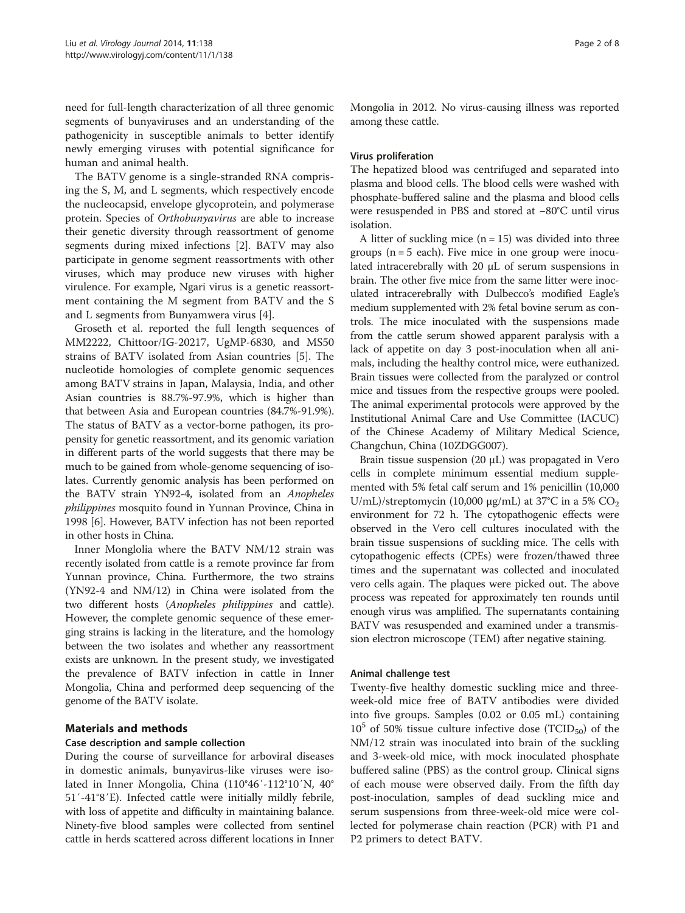need for full-length characterization of all three genomic segments of bunyaviruses and an understanding of the pathogenicity in susceptible animals to better identify newly emerging viruses with potential significance for human and animal health.

The BATV genome is a single-stranded RNA comprising the S, M, and L segments, which respectively encode the nucleocapsid, envelope glycoprotein, and polymerase protein. Species of *Orthobunyavirus* are able to increase their genetic diversity through reassortment of genome segments during mixed infections [2]. BATV may also participate in genome segment reassortments with other viruses, which may produce new viruses with higher virulence. For example, Ngari virus is a genetic reassortment containing the M segment from BATV and the S and L segments from Bunyamwera virus [4].

Groseth et al. reported the full length sequences of MM2222, Chittoor/IG-20217, UgMP-6830, and MS50 strains of BATV isolated from Asian countries [5]. The nucleotide homologies of complete genomic sequences among BATV strains in Japan, Malaysia, India, and other Asian countries is 88.7%-97.9%, which is higher than that between Asia and European countries (84.7%-91.9%). The status of BATV as a vector-borne pathogen, its propensity for genetic reassortment, and its genomic variation in different parts of the world suggests that there may be much to be gained from whole-genome sequencing of isolates. Currently genomic analysis has been performed on the BATV strain YN92-4, isolated from an *Anopheles philippines* mosquito found in Yunnan Province, China in 1998 [6]. However, BATV infection has not been reported in other hosts in China.

Inner Monglolia where the BATV NM/12 strain was recently isolated from cattle is a remote province far from Yunnan province, China. Furthermore, the two strains (YN92-4 and NM/12) in China were isolated from the two different hosts (*Anopheles philippines* and cattle). However, the complete genomic sequence of these emerging strains is lacking in the literature, and the homology between the two isolates and whether any reassortment exists are unknown. In the present study, we investigated the prevalence of BATV infection in cattle in Inner Mongolia, China and performed deep sequencing of the genome of the BATV isolate.

## Materials and methods

### Case description and sample collection

During the course of surveillance for arboviral diseases in domestic animals, bunyavirus-like viruses were isolated in Inner Mongolia, China (110°46′-112°10′N, 40° 51′-41°8′E). Infected cattle were initially mildly febrile, with loss of appetite and difficulty in maintaining balance. Ninety-five blood samples were collected from sentinel cattle in herds scattered across different locations in Inner Mongolia in 2012. No virus-causing illness was reported among these cattle.

### Virus proliferation

The hepatized blood was centrifuged and separated into plasma and blood cells. The blood cells were washed with phosphate-buffered saline and the plasma and blood cells were resuspended in PBS and stored at −80°C until virus isolation.

A litter of suckling mice (n = 15) was divided into three groups (n = 5 each). Five mice in one group were inoculated intracerebrally with 20 μL of serum suspensions in brain. The other five mice from the same litter were inoculated intracerebrally with Dulbecco's modified Eagle's medium supplemented with 2% fetal bovine serum as controls. The mice inoculated with the suspensions made from the cattle serum showed apparent paralysis with a lack of appetite on day 3 post-inoculation when all animals, including the healthy control mice, were euthanized. Brain tissues were collected from the paralyzed or control mice and tissues from the respective groups were pooled. The animal experimental protocols were approved by the Institutional Animal Care and Use Committee (IACUC) of the Chinese Academy of Military Medical Science, Changchun, China (10ZDGG007).

Brain tissue suspension (20 μL) was propagated in Vero cells in complete minimum essential medium supplemented with 5% fetal calf serum and 1% penicillin (10,000 U/mL)/streptomycin (10,000 μg/mL) at 37°C in a 5% $CO_2$ environment for 72 h. The cytopathogenic effects were observed in the Vero cell cultures inoculated with the brain tissue suspensions of suckling mice. The cells with cytopathogenic effects (CPEs) were frozen/thawed three times and the supernatant was collected and inoculated vero cells again. The plaques were picked out. The above process was repeated for approximately ten rounds until enough virus was amplified. The supernatants containing BATV was resuspended and examined under a transmission electron microscope (TEM) after negative staining.

### Animal challenge test

Twenty-five healthy domestic suckling mice and three-week-old mice free of BATV antibodies were divided into five groups. Samples (0.02 or 0.05 mL) containing $10^5$ of 50% tissue culture infective dose ($TCID_{50}$) of the NM/12 strain was inoculated into brain of the suckling and 3-week-old mice, with mock inoculated phosphate buffered saline (PBS) as the control group. Clinical signs of each mouse were observed daily. From the fifth day post-inoculation, samples of dead suckling mice and serum suspensions from three-week-old mice were collected for polymerase chain reaction (PCR) with P1 and P2 primers to detect BATV.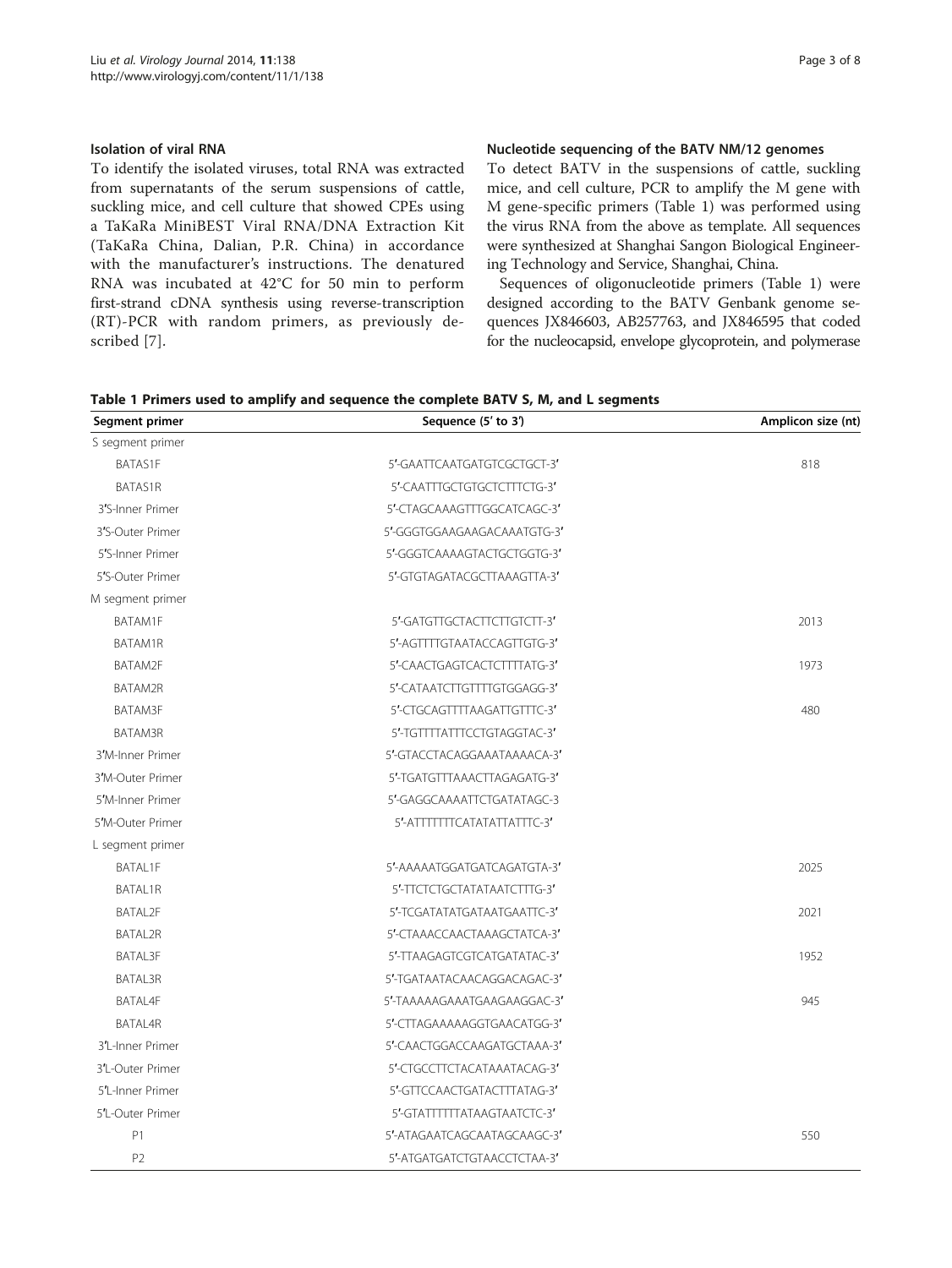### Isolation of viral RNA

To identify the isolated viruses, total RNA was extracted from supernatants of the serum suspensions of cattle, suckling mice, and cell culture that showed CPEs using a TaKaRa MiniBEST Viral RNA/DNA Extraction Kit (TaKaRa China, Dalian, P.R. China) in accordance with the manufacturer's instructions. The denatured RNA was incubated at 42°C for 50 min to perform first-strand cDNA synthesis using reverse-transcription (RT)-PCR with random primers, as previously described [7].

### Nucleotide sequencing of the BATV NM/12 genomes

To detect BATV in the suspensions of cattle, suckling mice, and cell culture, PCR to amplify the M gene with M gene-specific primers (Table 1) was performed using the virus RNA from the above as template. All sequences were synthesized at Shanghai Sangon Biological Engineering Technology and Service, Shanghai, China.

Sequences of oligonucleotide primers (Table 1) were designed according to the BATV Genbank genome sequences JX846603, AB257763, and JX846595 that coded for the nucleocapsid, envelope glycoprotein, and polymerase

**Table 1 Primers used to amplify and sequence the complete BATV S, M, and L segments**

| Segment primer | Sequence (5′ to 3′) | Amplicon size (nt) |
|---|---|---|
| S segment primer | | |
| BATAS1F | 5′-GAATTCAATGATGTCGCTGCT-3′ | 818 |
| BATAS1R | 5′-CAATTTGCTGTGCTCTTTCTG-3′ | |
| 3′S-Inner Primer | 5′-CTAGCAAAGTTTGGCATCAGC-3′ | |
| 3′S-Outer Primer | 5′-GGGTGGAAGAAGACAAATGTG-3′ | |
| 5′S-Inner Primer | 5′-GGGTCAAAAGTACTGCTGGTG-3′ | |
| 5′S-Outer Primer | 5′-GTGTAGATACGCTTAAAGTTA-3′ | |
| M segment primer | | |
| BATAM1F | 5′-GATGTTGCTACTTCTTGTCTT-3′ | 2013 |
| BATAM1R | 5′-AGTTTTGTAATACCAGTTGTG-3′ | |
| BATAM2F | 5′-CAACTGAGTCACTCTTTTATG-3′ | 1973 |
| BATAM2R | 5′-CATAATCTTGTTTTGTGGAGG-3′ | |
| BATAM3F | 5′-CTGCAGTTTTAAGATTGTTTC-3′ | 480 |
| BATAM3R | 5′-TGTTTTATTTCCTGTAGGTAC-3′ | |
| 3′M-Inner Primer | 5′-GTACCTACAGGAAATAAAACA-3′ | |
| 3′M-Outer Primer | 5′-TGATGTTTAAACTTAGAGATG-3′ | |
| 5′M-Inner Primer | 5′-GAGGCAAAATTCTGATATAGC-3 | |
| 5′M-Outer Primer | 5′-ATTTTTTTCATATATTATTTC-3′ | |
| L segment primer | | |
| BATAL1F | 5′-AAAAATGGATGATCAGATGTA-3′ | 2025 |
| BATAL1R | 5′-TTCTCTGCTATATAATCTTTG-3′ | |
| BATAL2F | 5′-TCGATATATGATAATGAATTC-3′ | 2021 |
| BATAL2R | 5′-CTAAACCAACTAAAGCTATCA-3′ | |
| BATAL3F | 5′-TTAAGAGTCGTCATGATATAC-3′ | 1952 |
| BATAL3R | 5′-TGATAATACAACAGGACAGAC-3′ | |
| BATAL4F | 5′-TAAAAAGAAATGAAGAAGGAC-3′ | 945 |
| BATAL4R | 5′-CTTAGAAAAAGGTGAACATGG-3′ | |
| 3′L-Inner Primer | 5′-CAACTGGACCAAGATGCTAAA-3′ | |
| 3′L-Outer Primer | 5′-CTGCCTTCTACATAAATACAG-3′ | |
| 5′L-Inner Primer | 5′-GTTCCAACTGATACTTTATAG-3′ | |
| 5′L-Outer Primer | 5′-GTATTTTTTATAAGTAATCTC-3′ | |
| P1 | 5′-ATAGAATCAGCAATAGCAAGC-3′ | 550 |
| P2 | 5′-ATGATGATCTGTAACCTCTAA-3′ | |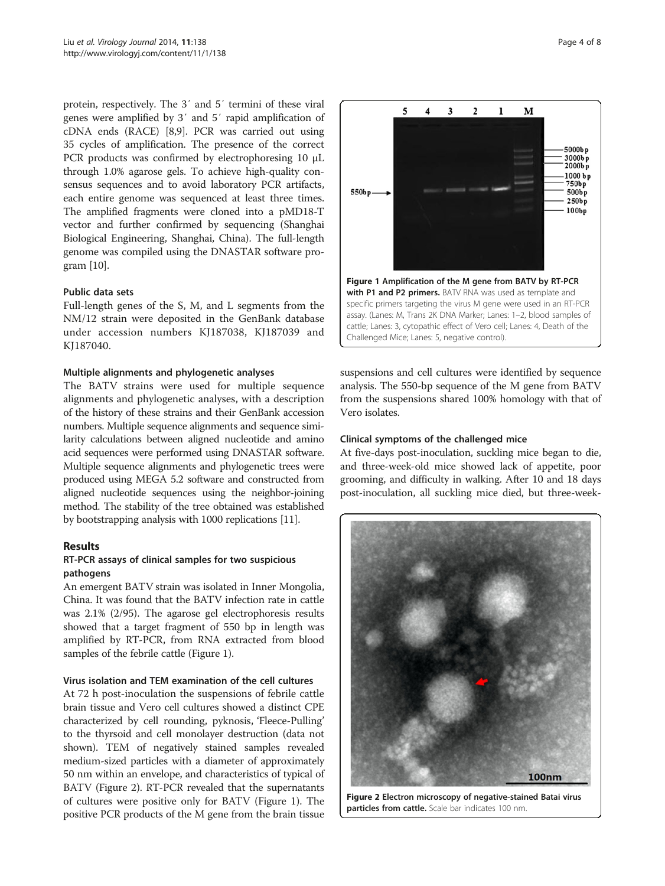protein, respectively. The 3′ and 5′ termini of these viral genes were amplified by 3′ and 5′ rapid amplification of cDNA ends (RACE) [8,9]. PCR was carried out using 35 cycles of amplification. The presence of the correct PCR products was confirmed by electrophoresing 10 μL through 1.0% agarose gels. To achieve high-quality consensus sequences and to avoid laboratory PCR artifacts, each entire genome was sequenced at least three times. The amplified fragments were cloned into a pMD18-T vector and further confirmed by sequencing (Shanghai Biological Engineering, Shanghai, China). The full-length genome was compiled using the DNASTAR software program [10].

### Public data sets

Full-length genes of the S, M, and L segments from the NM/12 strain were deposited in the GenBank database under accession numbers KJ187038, KJ187039 and KJ187040.

### Multiple alignments and phylogenetic analyses

The BATV strains were used for multiple sequence alignments and phylogenetic analyses, with a description of the history of these strains and their GenBank accession numbers. Multiple sequence alignments and sequence similarity calculations between aligned nucleotide and amino acid sequences were performed using DNASTAR software. Multiple sequence alignments and phylogenetic trees were produced using MEGA 5.2 software and constructed from aligned nucleotide sequences using the neighbor-joining method. The stability of the tree obtained was established by bootstrapping analysis with 1000 replications [11].

## Results

### RT-PCR assays of clinical samples for two suspicious pathogens

An emergent BATV strain was isolated in Inner Mongolia, China. It was found that the BATV infection rate in cattle was 2.1% (2/95). The agarose gel electrophoresis results showed that a target fragment of 550 bp in length was amplified by RT-PCR, from RNA extracted from blood samples of the febrile cattle (Figure 1).

### Virus isolation and TEM examination of the cell cultures

At 72 h post-inoculation the suspensions of febrile cattle brain tissue and Vero cell cultures showed a distinct CPE characterized by cell rounding, pyknosis, 'Fleece-Pulling' to the thyrsoid and cell monolayer destruction (data not shown). TEM of negatively stained samples revealed medium-sized particles with a diameter of approximately 50 nm within an envelope, and characteristics of typical of BATV (Figure 2). RT-PCR revealed that the supernatants of cultures were positive only for BATV (Figure 1). The positive PCR products of the M gene from the brain tissue suspensions and cell cultures were identified by sequence analysis. The 550-bp sequence of the M gene from BATV from the suspensions shared 100% homology with that of Vero isolates.

**Figure 1 Amplification of the M gene from BATV by RT-PCR with P1 and P2 primers.** BATV RNA was used as template and specific primers targeting the virus M gene were used in an RT-PCR assay. (Lanes: M, Trans 2K DNA Marker; Lanes: 1–2, blood samples of cattle; Lanes: 3, cytopathic effect of Vero cell; Lanes: 4, Death of the Challenged Mice; Lanes: 5, negative control).

### Clinical symptoms of the challenged mice

At five-days post-inoculation, suckling mice began to die, and three-week-old mice showed lack of appetite, poor grooming, and difficulty in walking. After 10 and 18 days post-inoculation, all suckling mice died, but three-week-

**Figure 2 Electron microscopy of negative-stained Batai virus particles from cattle.** Scale bar indicates 100 nm.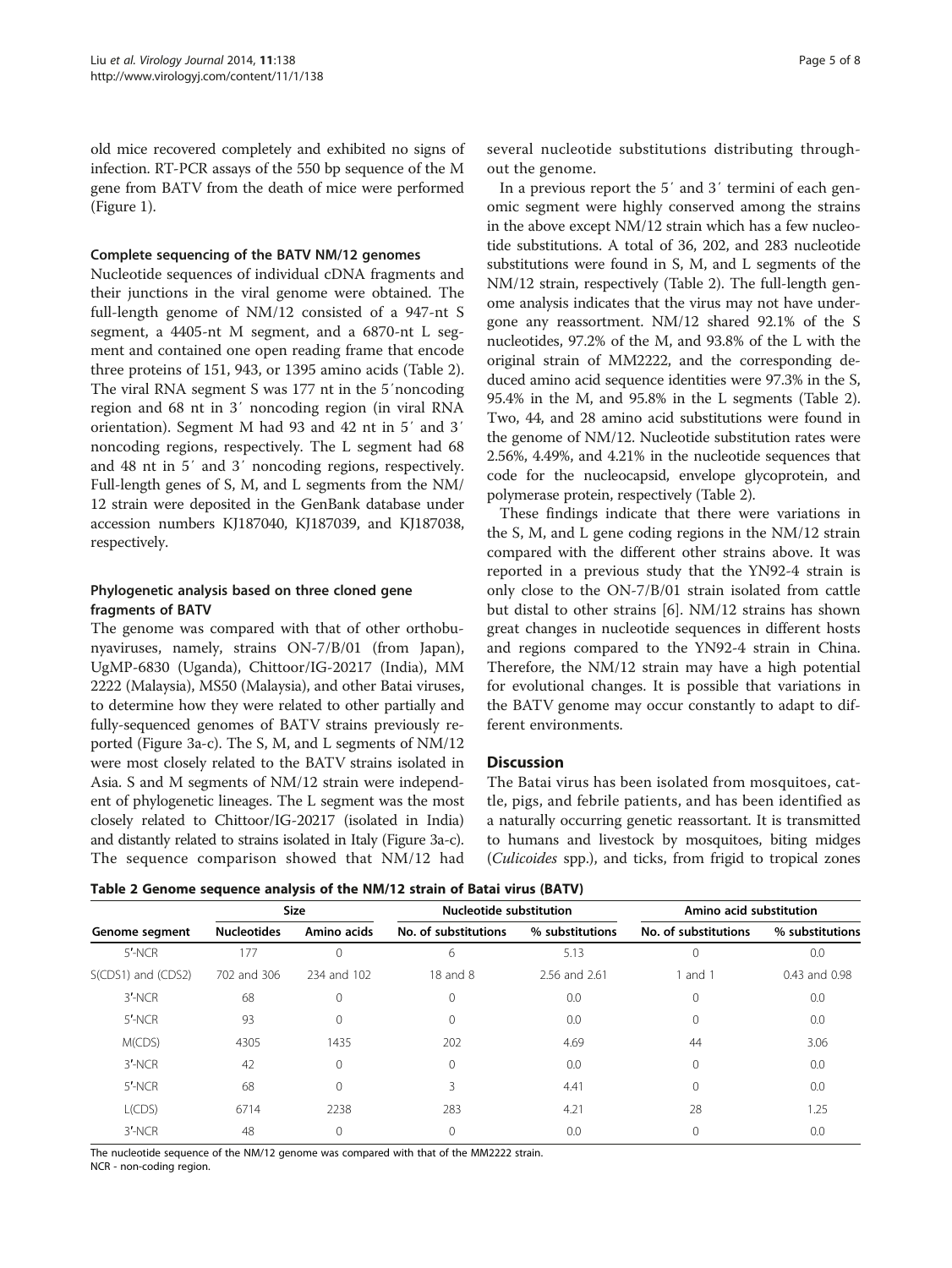old mice recovered completely and exhibited no signs of infection. RT-PCR assays of the 550 bp sequence of the M gene from BATV from the death of mice were performed (Figure 1).

### Complete sequencing of the BATV NM/12 genomes

Nucleotide sequences of individual cDNA fragments and their junctions in the viral genome were obtained. The full-length genome of NM/12 consisted of a 947-nt S segment, a 4405-nt M segment, and a 6870-nt L segment and contained one open reading frame that encode three proteins of 151, 943, or 1395 amino acids (Table 2). The viral RNA segment S was 177 nt in the 5′noncoding region and 68 nt in 3′ noncoding region (in viral RNA orientation). Segment M had 93 and 42 nt in 5′ and 3′ noncoding regions, respectively. The L segment had 68 and 48 nt in 5′ and 3′ noncoding regions, respectively. Full-length genes of S, M, and L segments from the NM/12 strain were deposited in the GenBank database under accession numbers KJ187040, KJ187039, and KJ187038, respectively.

### Phylogenetic analysis based on three cloned gene fragments of BATV

The genome was compared with that of other orthobunyaviruses, namely, strains ON-7/B/01 (from Japan), UgMP-6830 (Uganda), Chittoor/IG-20217 (India), MM 2222 (Malaysia), MS50 (Malaysia), and other Batai viruses, to determine how they were related to other partially and fully-sequenced genomes of BATV strains previously reported (Figure 3a-c). The S, M, and L segments of NM/12 were most closely related to the BATV strains isolated in Asia. S and M segments of NM/12 strain were independent of phylogenetic lineages. The L segment was the most closely related to Chittoor/IG-20217 (isolated in India) and distantly related to strains isolated in Italy (Figure 3a-c). The sequence comparison showed that NM/12 had several nucleotide substitutions distributing throughout the genome.

In a previous report the 5′ and 3′ termini of each genomic segment were highly conserved among the strains in the above except NM/12 strain which has a few nucleotide substitutions. A total of 36, 202, and 283 nucleotide substitutions were found in S, M, and L segments of the NM/12 strain, respectively (Table 2). The full-length genome analysis indicates that the virus may not have undergone any reassortment. NM/12 shared 92.1% of the S nucleotides, 97.2% of the M, and 93.8% of the L with the original strain of MM2222, and the corresponding deduced amino acid sequence identities were 97.3% in the S, 95.4% in the M, and 95.8% in the L segments (Table 2). Two, 44, and 28 amino acid substitutions were found in the genome of NM/12. Nucleotide substitution rates were 2.56%, 4.49%, and 4.21% in the nucleotide sequences that code for the nucleocapsid, envelope glycoprotein, and polymerase protein, respectively (Table 2).

These findings indicate that there were variations in the S, M, and L gene coding regions in the NM/12 strain compared with the different other strains above. It was reported in a previous study that the YN92-4 strain is only close to the ON-7/B/01 strain isolated from cattle but distal to other strains [6]. NM/12 strains has shown great changes in nucleotide sequences in different hosts and regions compared to the YN92-4 strain in China. Therefore, the NM/12 strain may have a high potential for evolutional changes. It is possible that variations in the BATV genome may occur constantly to adapt to different environments.

## Discussion

The Batai virus has been isolated from mosquitoes, cattle, pigs, and febrile patients, and has been identified as a naturally occurring genetic reassortant. It is transmitted to humans and livestock by mosquitoes, biting midges (*Culicoides* spp.), and ticks, from frigid to tropical zones

**Table 2 Genome sequence analysis of the NM/12 strain of Batai virus (BATV)**

| Genome segment | Size | | Nucleotide substitution | | Amino acid substitution | |
|---|---|---|---|---|---|---|
| | Nucleotides | Amino acids | No. of substitutions | % substitutions | No. of substitutions | % substitutions |
| 5′-NCR | 177 | 0 | 6 | 5.13 | 0 | 0.0 |
| S(CDS1) and (CDS2) | 702 and 306 | 234 and 102 | 18 and 8 | 2.56 and 2.61 | 1 and 1 | 0.43 and 0.98 |
| 3′-NCR | 68 | 0 | 0 | 0.0 | 0 | 0.0 |
| 5′-NCR | 93 | 0 | 0 | 0.0 | 0 | 0.0 |
| M(CDS) | 4305 | 1435 | 202 | 4.69 | 44 | 3.06 |
| 3′-NCR | 42 | 0 | 0 | 0.0 | 0 | 0.0 |
| 5′-NCR | 68 | 0 | 3 | 4.41 | 0 | 0.0 |
| L(CDS) | 6714 | 2238 | 283 | 4.21 | 28 | 1.25 |
| 3′-NCR | 48 | 0 | 0 | 0.0 | 0 | 0.0 |

The nucleotide sequence of the NM/12 genome was compared with that of the MM2222 strain.
NCR - non-coding region.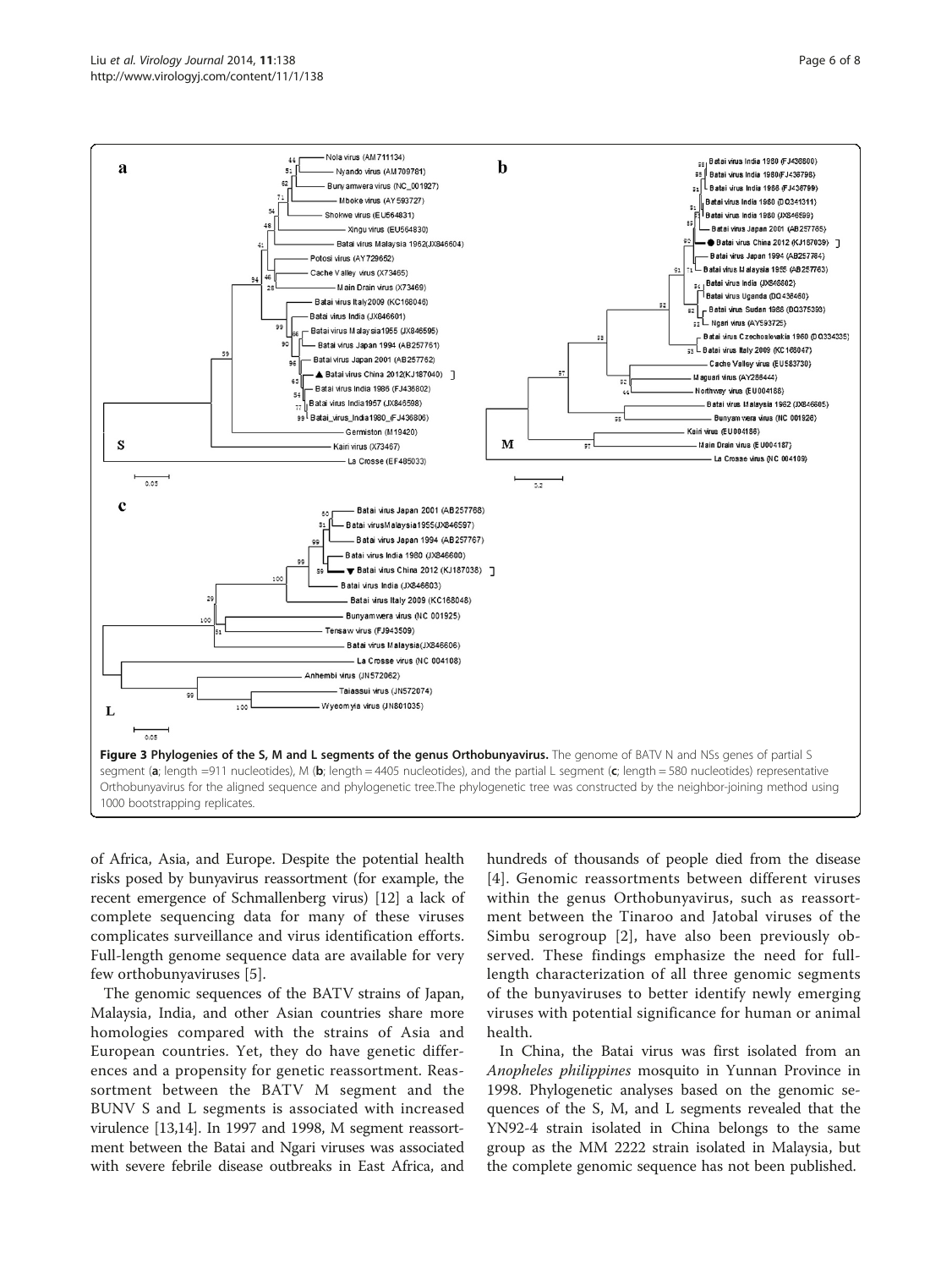**Figure 3 Phylogenies of the S, M and L segments of the genus Orthobunyavirus.** The genome of BATV N and NSs genes of partial S segment (**a**; length =911 nucleotides), M (**b**; length = 4405 nucleotides), and the partial L segment (**c**; length = 580 nucleotides) representative Orthobunyavirus for the aligned sequence and phylogenetic tree.The phylogenetic tree was constructed by the neighbor-joining method using 1000 bootstrapping replicates.

of Africa, Asia, and Europe. Despite the potential health risks posed by bunyavirus reassortment (for example, the recent emergence of Schmallenberg virus) [12] a lack of complete sequencing data for many of these viruses complicates surveillance and virus identification efforts. Full-length genome sequence data are available for very few orthobunyaviruses [5].

The genomic sequences of the BATV strains of Japan, Malaysia, India, and other Asian countries share more homologies compared with the strains of Asia and European countries. Yet, they do have genetic differences and a propensity for genetic reassortment. Reassortment between the BATV M segment and the BUNV S and L segments is associated with increased virulence [13,14]. In 1997 and 1998, M segment reassortment between the Batai and Ngari viruses was associated with severe febrile disease outbreaks in East Africa, and hundreds of thousands of people died from the disease [4]. Genomic reassortments between different viruses within the genus Orthobunyavirus, such as reassortment between the Tinaroo and Jatobal viruses of the Simbu serogroup [2], have also been previously observed. These findings emphasize the need for full-length characterization of all three genomic segments of the bunyaviruses to better identify newly emerging viruses with potential significance for human or animal health.

In China, the Batai virus was first isolated from an *Anopheles philippines* mosquito in Yunnan Province in 1998. Phylogenetic analyses based on the genomic sequences of the S, M, and L segments revealed that the YN92-4 strain isolated in China belongs to the same group as the MM 2222 strain isolated in Malaysia, but the complete genomic sequence has not been published.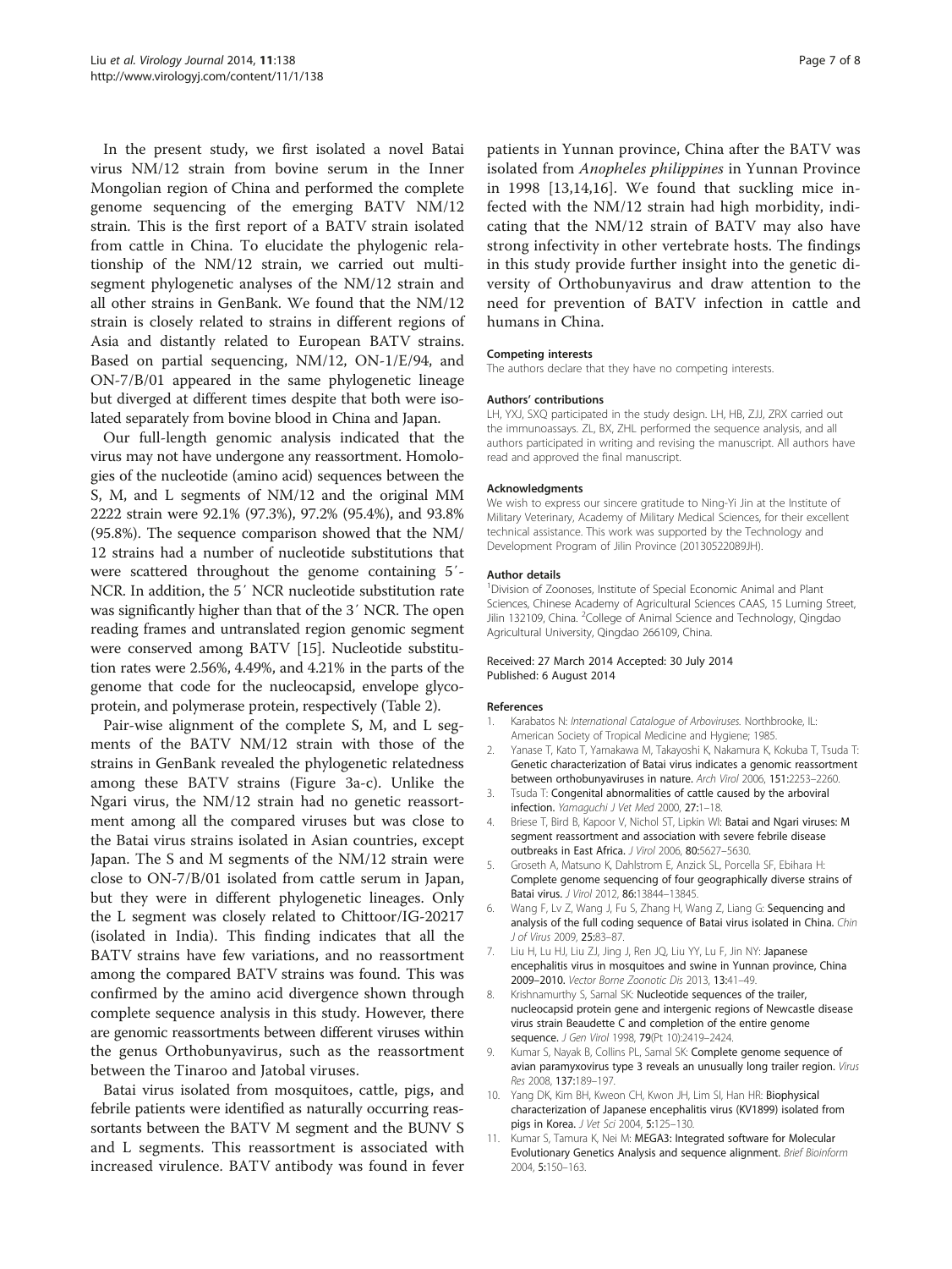In the present study, we first isolated a novel Batai virus NM/12 strain from bovine serum in the Inner Mongolian region of China and performed the complete genome sequencing of the emerging BATV NM/12 strain. This is the first report of a BATV strain isolated from cattle in China. To elucidate the phylogenic relationship of the NM/12 strain, we carried out multi-segment phylogenetic analyses of the NM/12 strain and all other strains in GenBank. We found that the NM/12 strain is closely related to strains in different regions of Asia and distantly related to European BATV strains. Based on partial sequencing, NM/12, ON-1/E/94, and ON-7/B/01 appeared in the same phylogenetic lineage but diverged at different times despite that both were isolated separately from bovine blood in China and Japan.

Our full-length genomic analysis indicated that the virus may not have undergone any reassortment. Homologies of the nucleotide (amino acid) sequences between the S, M, and L segments of NM/12 and the original MM 2222 strain were 92.1% (97.3%), 97.2% (95.4%), and 93.8% (95.8%). The sequence comparison showed that the NM/12 strains had a number of nucleotide substitutions that were scattered throughout the genome containing 5′-NCR. In addition, the 5′ NCR nucleotide substitution rate was significantly higher than that of the 3′ NCR. The open reading frames and untranslated region genomic segment were conserved among BATV [15]. Nucleotide substitution rates were 2.56%, 4.49%, and 4.21% in the parts of the genome that code for the nucleocapsid, envelope glycoprotein, and polymerase protein, respectively (Table 2).

Pair-wise alignment of the complete S, M, and L segments of the BATV NM/12 strain with those of the strains in GenBank revealed the phylogenetic relatedness among these BATV strains (Figure 3a-c). Unlike the Ngari virus, the NM/12 strain had no genetic reassortment among all the compared viruses but was close to the Batai virus strains isolated in Asian countries, except Japan. The S and M segments of the NM/12 strain were close to ON-7/B/01 isolated from cattle serum in Japan, but they were in different phylogenetic lineages. Only the L segment was closely related to Chittoor/IG-20217 (isolated in India). This finding indicates that all the BATV strains have few variations, and no reassortment among the compared BATV strains was found. This was confirmed by the amino acid divergence shown through complete sequence analysis in this study. However, there are genomic reassortments between different viruses within the genus Orthobunyavirus, such as the reassortment between the Tinaroo and Jatobal viruses.

Batai virus isolated from mosquitoes, cattle, pigs, and febrile patients were identified as naturally occurring reassortants between the BATV M segment and the BUNV S and L segments. This reassortment is associated with increased virulence. BATV antibody was found in fever patients in Yunnan province, China after the BATV was isolated from *Anopheles philippines* in Yunnan Province in 1998 [13,14,16]. We found that suckling mice infected with the NM/12 strain had high morbidity, indicating that the NM/12 strain of BATV may also have strong infectivity in other vertebrate hosts. The findings in this study provide further insight into the genetic diversity of Orthobunyavirus and draw attention to the need for prevention of BATV infection in cattle and humans in China.

#### Competing interests

The authors declare that they have no competing interests.

#### Authors' contributions

LH, YXJ, SXQ participated in the study design. LH, HB, ZJJ, ZRX carried out the immunoassays. ZL, BX, ZHL performed the sequence analysis, and all authors participated in writing and revising the manuscript. All authors have read and approved the final manuscript.

#### Acknowledgments

We wish to express our sincere gratitude to Ning-Yi Jin at the Institute of Military Veterinary, Academy of Military Medical Sciences, for their excellent technical assistance. This work was supported by the Technology and Development Program of Jilin Province (20130522089JH).

#### Author details

[1]Division of Zoonoses, Institute of Special Economic Animal and Plant Sciences, Chinese Academy of Agricultural Sciences CAAS, 15 Luming Street, Jilin 132109, China. [2]College of Animal Science and Technology, Qingdao Agricultural University, Qingdao 266109, China.

Received: 27 March 2014 Accepted: 30 July 2014
Published: 6 August 2014

#### References

1. Karabatos N: *International Catalogue of Arboviruses*. Northbrooke, IL: American Society of Tropical Medicine and Hygiene; 1985.
2. Yanase T, Kato T, Yamakawa M, Takayoshi K, Nakamura K, Kokuba T, Tsuda T: **Genetic characterization of Batai virus indicates a genomic reassortment between orthobunyaviruses in nature.** *Arch Virol* 2006, **151:**2253–2260.
3. Tsuda T: **Congenital abnormalities of cattle caused by the arboviral infection.** *Yamaguchi J Vet Med* 2000, **27:**1–18.
4. Briese T, Bird B, Kapoor V, Nichol ST, Lipkin WI: **Batai and Ngari viruses: M segment reassortment and association with severe febrile disease outbreaks in East Africa.** *J Virol* 2006, **80:**5627–5630.
5. Groseth A, Matsuno K, Dahlstrom E, Anzick SL, Porcella SF, Ebihara H: **Complete genome sequencing of four geographically diverse strains of Batai virus.** *J Virol* 2012, **86:**13844–13845.
6. Wang F, Lv Z, Wang J, Fu S, Zhang H, Wang Z, Liang G: **Sequencing and analysis of the full coding sequence of Batai virus isolated in China.** *Chin J of Virus* 2009, **25:**83–87.
7. Liu H, Lu HJ, Liu ZJ, Jing J, Ren JQ, Liu YY, Lu F, Jin NY: **Japanese encephalitis virus in mosquitoes and swine in Yunnan province, China 2009–2010.** *Vector Borne Zoonotic Dis* 2013, **13:**41–49.
8. Krishnamurthy S, Samal SK: **Nucleotide sequences of the trailer, nucleocapsid protein gene and intergenic regions of Newcastle disease virus strain Beaudette C and completion of the entire genome sequence.** *J Gen Virol* 1998, **79**(Pt 10):2419–2424.
9. Kumar S, Nayak B, Collins PL, Samal SK: **Complete genome sequence of avian paramyxovirus type 3 reveals an unusually long trailer region.** *Virus Res* 2008, **137:**189–197.
10. Yang DK, Kim BH, Kweon CH, Kwon JH, Lim SI, Han HR: **Biophysical characterization of Japanese encephalitis virus (KV1899) isolated from pigs in Korea.** *J Vet Sci* 2004, **5:**125–130.
11. Kumar S, Tamura K, Nei M: **MEGA3: Integrated software for Molecular Evolutionary Genetics Analysis and sequence alignment.** *Brief Bioinform* 2004, **5:**150–163.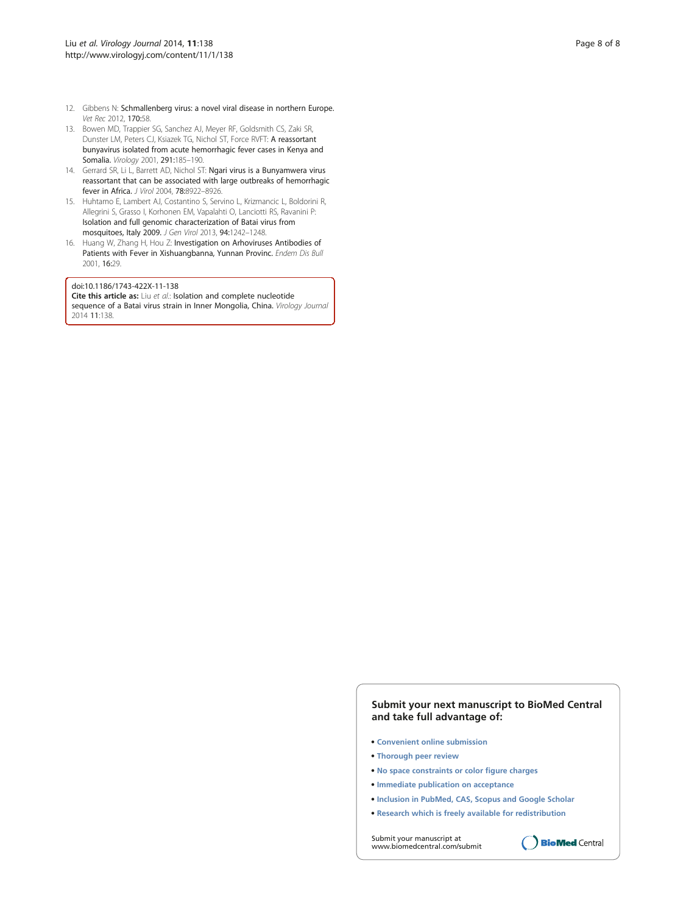12. Gibbens N: Schmallenberg virus: a novel viral disease in northern Europe. *Vet Rec* 2012, **170**:58.
13. Bowen MD, Trappier SG, Sanchez AJ, Meyer RF, Goldsmith CS, Zaki SR, Dunster LM, Peters CJ, Ksiazek TG, Nichol ST, Force RVFT: A reassortant bunyavirus isolated from acute hemorrhagic fever cases in Kenya and Somalia. *Virology* 2001, **291**:185–190.
14. Gerrard SR, Li L, Barrett AD, Nichol ST: Ngari virus is a Bunyamwera virus reassortant that can be associated with large outbreaks of hemorrhagic fever in Africa. *J Virol* 2004, **78**:8922–8926.
15. Huhtamo E, Lambert AJ, Costantino S, Servino L, Krizmancic L, Boldorini R, Allegrini S, Grasso I, Korhonen EM, Vapalahti O, Lanciotti RS, Ravanini P: Isolation and full genomic characterization of Batai virus from mosquitoes, Italy 2009. *J Gen Virol* 2013, **94**:1242–1248.
16. Huang W, Zhang H, Hou Z: Investigation on Arhoviruses Antibodies of Patients with Fever in Xishuangbanna, Yunnan Provinc. *Endem Dis Bull* 2001, **16**:29.

doi:10.1186/1743-422X-11-138

**Cite this article as:** Liu *et al.*: Isolation and complete nucleotide sequence of a Batai virus strain in Inner Mongolia, China. *Virology Journal* 2014 **11**:138.

**Submit your next manuscript to BioMed Central and take full advantage of:**

- Convenient online submission
- Thorough peer review
- No space constraints or color figure charges
- Immediate publication on acceptance
- Inclusion in PubMed, CAS, Scopus and Google Scholar
- Research which is freely available for redistribution

Submit your manuscript at www.biomedcentral.com/submit

BioMed Central